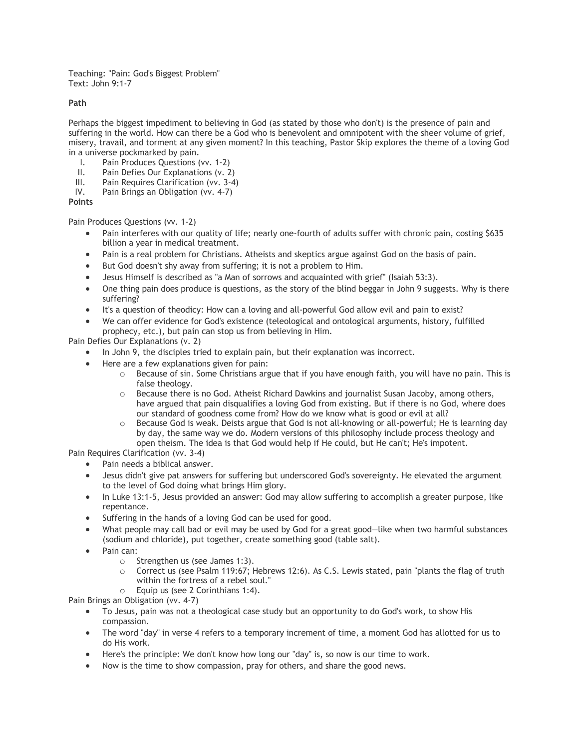Teaching: "Pain: God's Biggest Problem"
Text: John 9:1-7

**Path**

Perhaps the biggest impediment to believing in God (as stated by those who don't) is the presence of pain and suffering in the world. How can there be a God who is benevolent and omnipotent with the sheer volume of grief, misery, travail, and torment at any given moment? In this teaching, Pastor Skip explores the theme of a loving God in a universe pockmarked by pain.

I. Pain Produces Questions (vv. 1-2)
II. Pain Defies Our Explanations (v. 2)
III. Pain Requires Clarification (vv. 3-4)
IV. Pain Brings an Obligation (vv. 4-7)

**Points**

Pain Produces Questions (vv. 1-2)

- Pain interferes with our quality of life; nearly one-fourth of adults suffer with chronic pain, costing $635 billion a year in medical treatment.
- Pain is a real problem for Christians. Atheists and skeptics argue against God on the basis of pain.
- But God doesn't shy away from suffering; it is not a problem to Him.
- Jesus Himself is described as "a Man of sorrows and acquainted with grief" (Isaiah 53:3).
- One thing pain does produce is questions, as the story of the blind beggar in John 9 suggests. Why is there suffering?
- It's a question of theodicy: How can a loving and all-powerful God allow evil and pain to exist?
- We can offer evidence for God's existence (teleological and ontological arguments, history, fulfilled prophecy, etc.), but pain can stop us from believing in Him.

Pain Defies Our Explanations (v. 2)

- In John 9, the disciples tried to explain pain, but their explanation was incorrect.
- Here are a few explanations given for pain:
  - Because of sin. Some Christians argue that if you have enough faith, you will have no pain. This is false theology.
  - Because there is no God. Atheist Richard Dawkins and journalist Susan Jacoby, among others, have argued that pain disqualifies a loving God from existing. But if there is no God, where does our standard of goodness come from? How do we know what is good or evil at all?
  - Because God is weak. Deists argue that God is not all-knowing or all-powerful; He is learning day by day, the same way we do. Modern versions of this philosophy include process theology and open theism. The idea is that God would help if He could, but He can't; He's impotent.

Pain Requires Clarification (vv. 3-4)

- Pain needs a biblical answer.
- Jesus didn't give pat answers for suffering but underscored God's sovereignty. He elevated the argument to the level of God doing what brings Him glory.
- In Luke 13:1-5, Jesus provided an answer: God may allow suffering to accomplish a greater purpose, like repentance.
- Suffering in the hands of a loving God can be used for good.
- What people may call bad or evil may be used by God for a great good—like when two harmful substances (sodium and chloride), put together, create something good (table salt).
- Pain can:
  - Strengthen us (see James 1:3).
  - Correct us (see Psalm 119:67; Hebrews 12:6). As C.S. Lewis stated, pain "plants the flag of truth within the fortress of a rebel soul."
  - Equip us (see 2 Corinthians 1:4).

Pain Brings an Obligation (vv. 4-7)

- To Jesus, pain was not a theological case study but an opportunity to do God's work, to show His compassion.
- The word "day" in verse 4 refers to a temporary increment of time, a moment God has allotted for us to do His work.
- Here's the principle: We don't know how long our "day" is, so now is our time to work.
- Now is the time to show compassion, pray for others, and share the good news.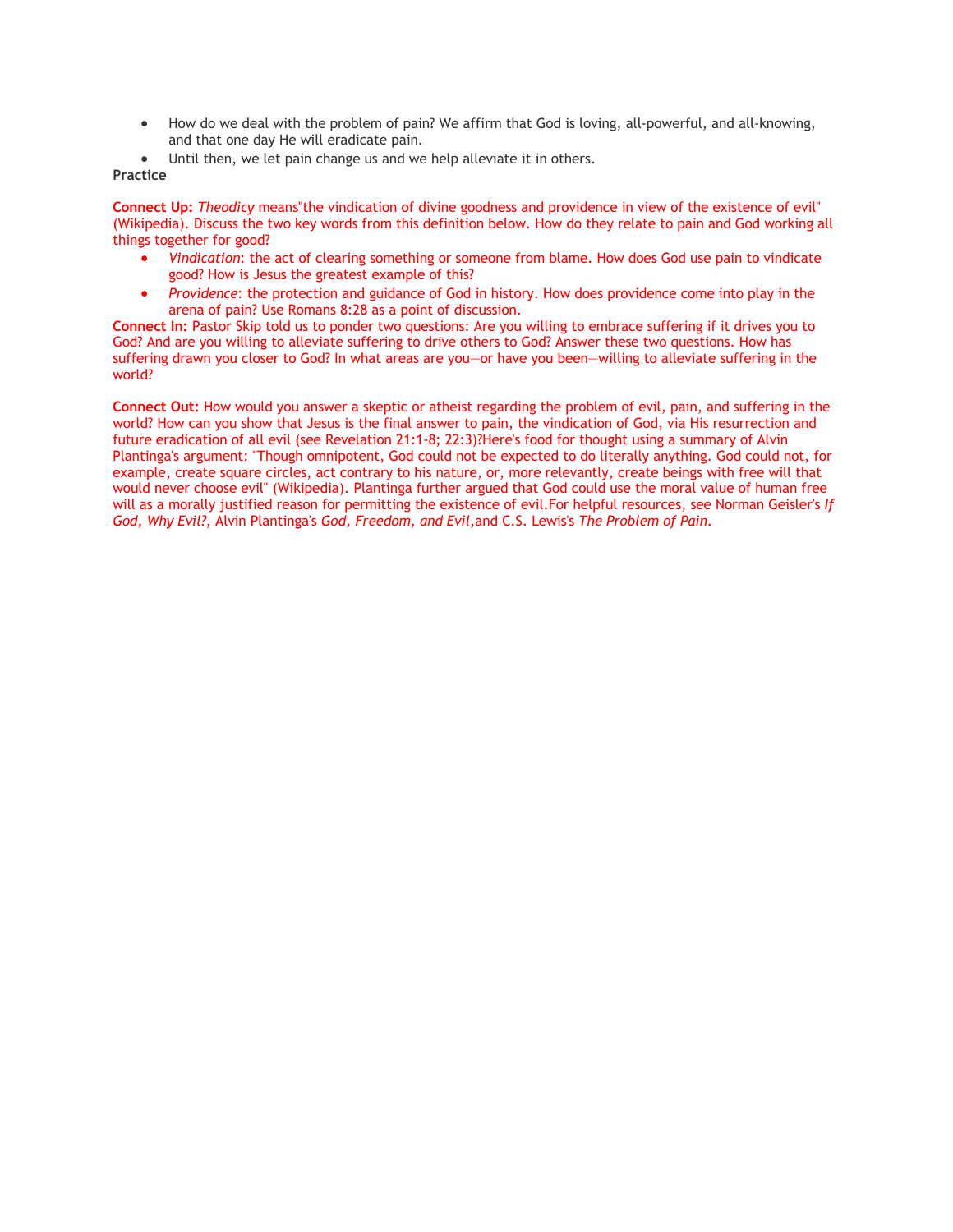- How do we deal with the problem of pain? We affirm that God is loving, all-powerful, and all-knowing, and that one day He will eradicate pain.
- Until then, we let pain change us and we help alleviate it in others.

**Practice**

**Connect Up:** *Theodicy* means"the vindication of divine goodness and providence in view of the existence of evil" (Wikipedia). Discuss the two key words from this definition below. How do they relate to pain and God working all things together for good?

- *Vindication*: the act of clearing something or someone from blame. How does God use pain to vindicate good? How is Jesus the greatest example of this?
- *Providence*: the protection and guidance of God in history. How does providence come into play in the arena of pain? Use Romans 8:28 as a point of discussion.

**Connect In:** Pastor Skip told us to ponder two questions: Are you willing to embrace suffering if it drives you to God? And are you willing to alleviate suffering to drive others to God? Answer these two questions. How has suffering drawn you closer to God? In what areas are you—or have you been—willing to alleviate suffering in the world?

**Connect Out:** How would you answer a skeptic or atheist regarding the problem of evil, pain, and suffering in the world? How can you show that Jesus is the final answer to pain, the vindication of God, via His resurrection and future eradication of all evil (see Revelation 21:1-8; 22:3)?Here's food for thought using a summary of Alvin Plantinga's argument: "Though omnipotent, God could not be expected to do literally anything. God could not, for example, create square circles, act contrary to his nature, or, more relevantly, create beings with free will that would never choose evil" (Wikipedia). Plantinga further argued that God could use the moral value of human free will as a morally justified reason for permitting the existence of evil.For helpful resources, see Norman Geisler's *If God, Why Evil?,* Alvin Plantinga's *God, Freedom, and Evil,*and C.S. Lewis's *The Problem of Pain*.